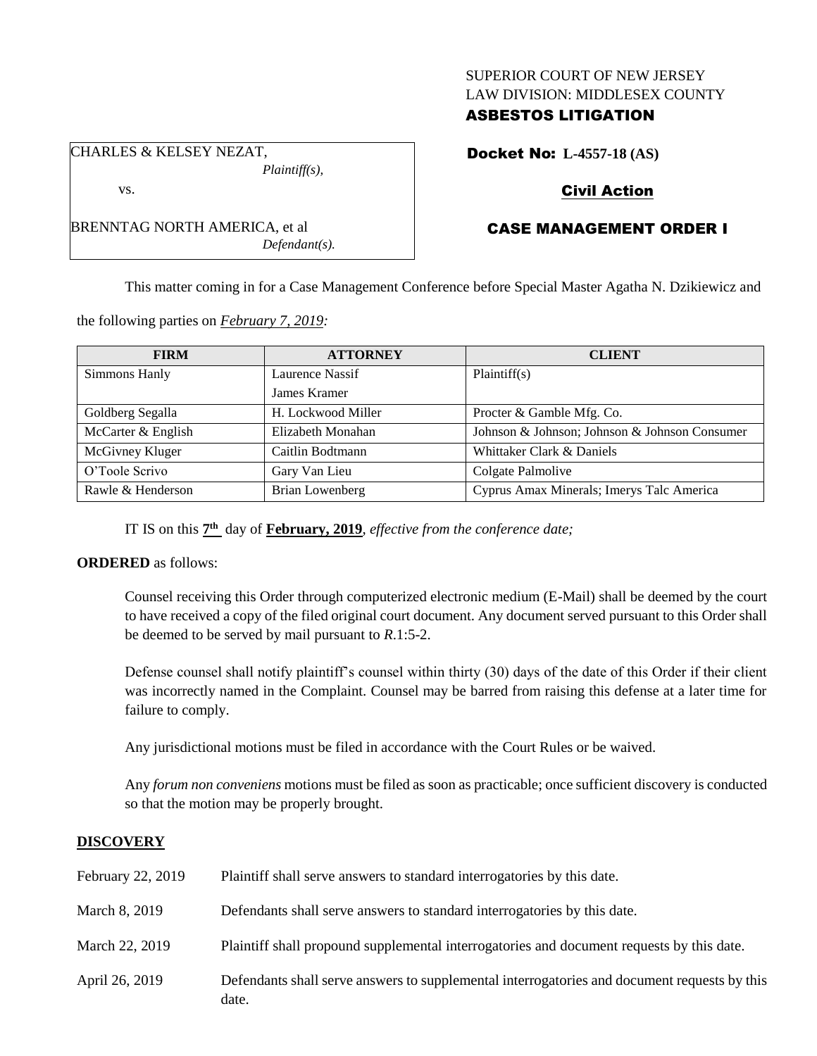SUPERIOR COURT OF NEW JERSEY
LAW DIVISION: MIDDLESEX COUNTY
**ASBESTOS LITIGATION**

CHARLES & KELSEY NEZAT,
*Plaintiff(s),*

vs.

BRENNTAG NORTH AMERICA, et al
*Defendant(s).*

**Docket No: L-4557-18 (AS)**

**Civil Action**

**CASE MANAGEMENT ORDER I**

This matter coming in for a Case Management Conference before Special Master Agatha N. Dzikiewicz and the following parties on *February 7, 2019:*

| FIRM | ATTORNEY | CLIENT |
|---|---|---|
| Simmons Hanly | Laurence Nassif<br>James Kramer | Plaintiff(s) |
| Goldberg Segalla | H. Lockwood Miller | Procter & Gamble Mfg. Co. |
| McCarter & English | Elizabeth Monahan | Johnson & Johnson; Johnson & Johnson Consumer |
| McGivney Kluger | Caitlin Bodtmann | Whittaker Clark & Daniels |
| O'Toole Scrivo | Gary Van Lieu | Colgate Palmolive |
| Rawle & Henderson | Brian Lowenberg | Cyprus Amax Minerals; Imerys Talc America |

IT IS on this **7th** day of **February, 2019**, *effective from the conference date;*

**ORDERED** as follows:

Counsel receiving this Order through computerized electronic medium (E-Mail) shall be deemed by the court to have received a copy of the filed original court document. Any document served pursuant to this Order shall be deemed to be served by mail pursuant to *R*.1:5-2.

Defense counsel shall notify plaintiff's counsel within thirty (30) days of the date of this Order if their client was incorrectly named in the Complaint. Counsel may be barred from raising this defense at a later time for failure to comply.

Any jurisdictional motions must be filed in accordance with the Court Rules or be waived.

Any *forum non conveniens* motions must be filed as soon as practicable; once sufficient discovery is conducted so that the motion may be properly brought.

## DISCOVERY

| | |
|---|---|
| February 22, 2019 | Plaintiff shall serve answers to standard interrogatories by this date. |
| March 8, 2019 | Defendants shall serve answers to standard interrogatories by this date. |
| March 22, 2019 | Plaintiff shall propound supplemental interrogatories and document requests by this date. |
| April 26, 2019 | Defendants shall serve answers to supplemental interrogatories and document requests by this date. |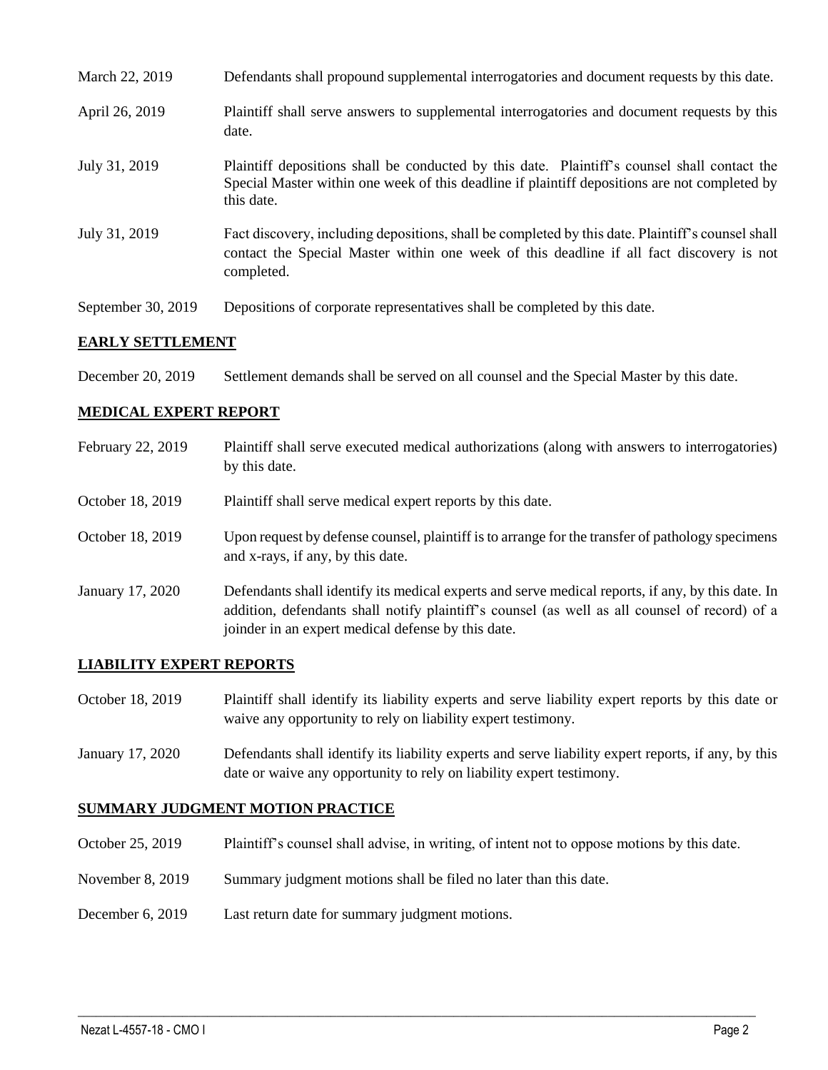| | |
|---|---|
| March 22, 2019 | Defendants shall propound supplemental interrogatories and document requests by this date. |
| April 26, 2019 | Plaintiff shall serve answers to supplemental interrogatories and document requests by this date. |
| July 31, 2019 | Plaintiff depositions shall be conducted by this date. Plaintiff's counsel shall contact the Special Master within one week of this deadline if plaintiff depositions are not completed by this date. |
| July 31, 2019 | Fact discovery, including depositions, shall be completed by this date. Plaintiff's counsel shall contact the Special Master within one week of this deadline if all fact discovery is not completed. |
| September 30, 2019 | Depositions of corporate representatives shall be completed by this date. |

**EARLY SETTLEMENT**

| | |
|---|---|
| December 20, 2019 | Settlement demands shall be served on all counsel and the Special Master by this date. |

**MEDICAL EXPERT REPORT**

| | |
|---|---|
| February 22, 2019 | Plaintiff shall serve executed medical authorizations (along with answers to interrogatories) by this date. |
| October 18, 2019 | Plaintiff shall serve medical expert reports by this date. |
| October 18, 2019 | Upon request by defense counsel, plaintiff is to arrange for the transfer of pathology specimens and x-rays, if any, by this date. |
| January 17, 2020 | Defendants shall identify its medical experts and serve medical reports, if any, by this date. In addition, defendants shall notify plaintiff's counsel (as well as all counsel of record) of a joinder in an expert medical defense by this date. |

**LIABILITY EXPERT REPORTS**

| | |
|---|---|
| October 18, 2019 | Plaintiff shall identify its liability experts and serve liability expert reports by this date or waive any opportunity to rely on liability expert testimony. |
| January 17, 2020 | Defendants shall identify its liability experts and serve liability expert reports, if any, by this date or waive any opportunity to rely on liability expert testimony. |

**SUMMARY JUDGMENT MOTION PRACTICE**

| | |
|---|---|
| October 25, 2019 | Plaintiff's counsel shall advise, in writing, of intent not to oppose motions by this date. |
| November 8, 2019 | Summary judgment motions shall be filed no later than this date. |
| December 6, 2019 | Last return date for summary judgment motions. |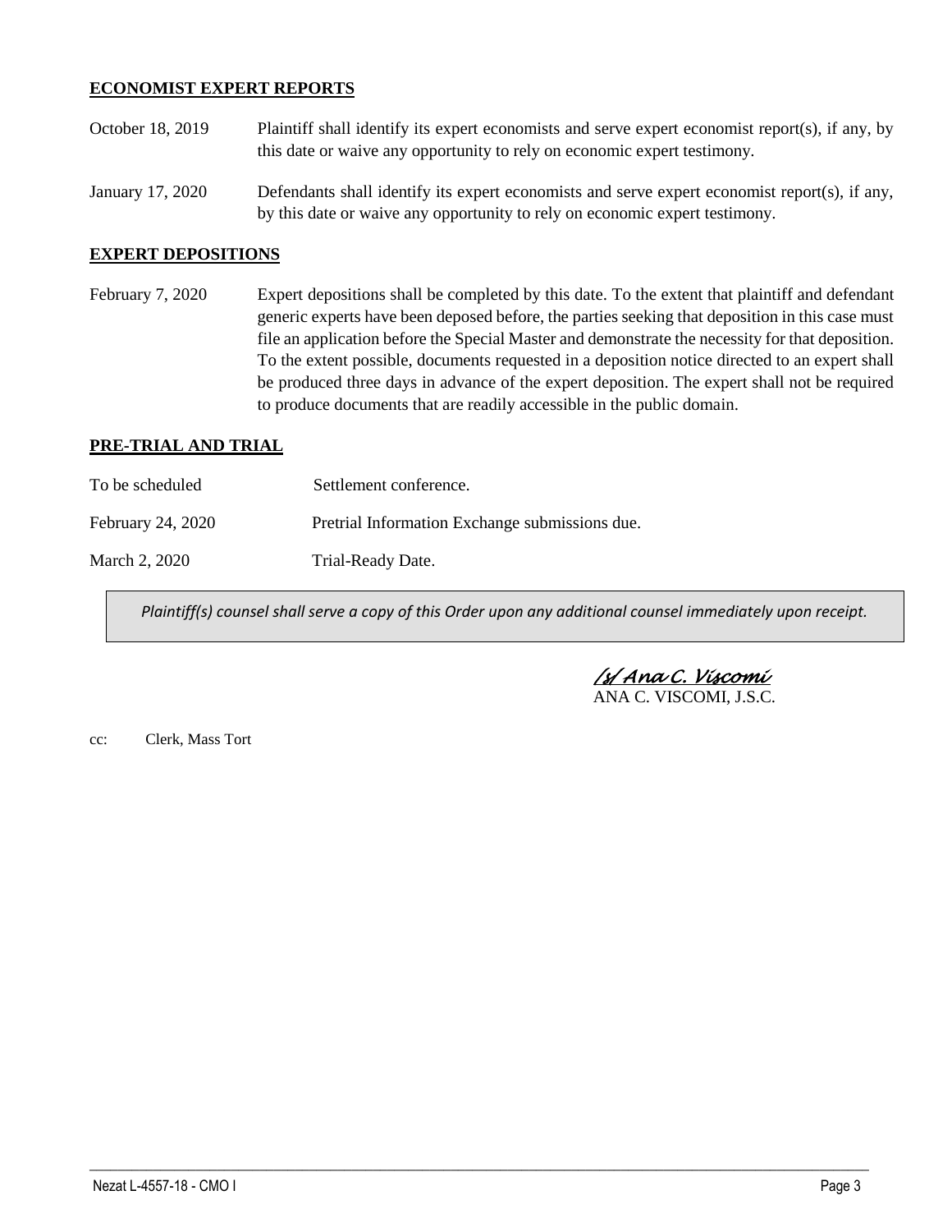**ECONOMIST EXPERT REPORTS**

| | |
|---|---|
| October 18, 2019 | Plaintiff shall identify its expert economists and serve expert economist report(s), if any, by this date or waive any opportunity to rely on economic expert testimony. |
| January 17, 2020 | Defendants shall identify its expert economists and serve expert economist report(s), if any, by this date or waive any opportunity to rely on economic expert testimony. |

**EXPERT DEPOSITIONS**

| | |
|---|---|
| February 7, 2020 | Expert depositions shall be completed by this date. To the extent that plaintiff and defendant generic experts have been deposed before, the parties seeking that deposition in this case must file an application before the Special Master and demonstrate the necessity for that deposition. To the extent possible, documents requested in a deposition notice directed to an expert shall be produced three days in advance of the expert deposition. The expert shall not be required to produce documents that are readily accessible in the public domain. |

**PRE-TRIAL AND TRIAL**

| | |
|---|---|
| To be scheduled | Settlement conference. |
| February 24, 2020 | Pretrial Information Exchange submissions due. |
| March 2, 2020 | Trial-Ready Date. |

*Plaintiff(s) counsel shall serve a copy of this Order upon any additional counsel immediately upon receipt.*

/s/ Ana C. Viscomi
ANA C. VISCOMI, J.S.C.

cc: Clerk, Mass Tort